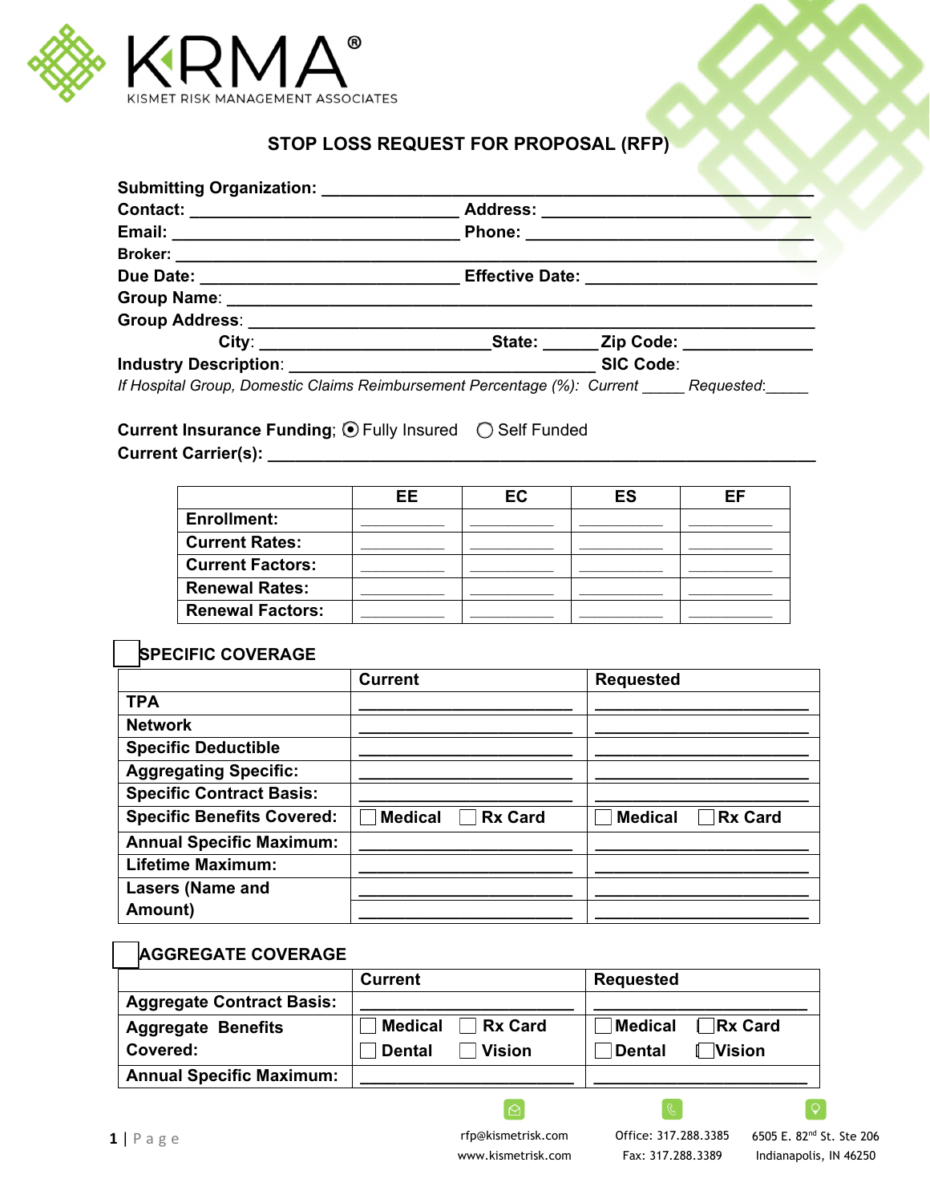KRMA®
KISMET RISK MANAGEMENT ASSOCIATES

# STOP LOSS REQUEST FOR PROPOSAL (RFP)

**Submitting Organization:** ______________________________________________

**Contact:** __________________________ **Address:** __________________________

**Email:** ____________________________ **Phone:** ____________________________

**Broker:** ______________________________________________________________

**Due Date:** __________________________ **Effective Date:** _____________________

**Group Name:** _________________________________________________________

**Group Address:** _______________________________________________________

**City:** ______________________ **State:** ______ **Zip Code:** ______________

**Industry Description:** ______________________________ **SIC Code:**

*If Hospital Group, Domestic Claims Reimbursement Percentage (%): Current _____ Requested:_____*

**Current Insurance Funding**; ⦿ Fully Insured ○ Self Funded

**Current Carrier(s):** ______________________________________________________

| | EE | EC | ES | EF |
|---|---|---|---|---|
| **Enrollment:** | ________ | ________ | ________ | ________ |
| **Current Rates:** | ________ | ________ | ________ | ________ |
| **Current Factors:** | ________ | ________ | ________ | ________ |
| **Renewal Rates:** | ________ | ________ | ________ | ________ |
| **Renewal Factors:** | ________ | ________ | ________ | ________ |

## ☐ SPECIFIC COVERAGE

| | Current | Requested |
|---|---|---|
| **TPA** | ____________________ | ____________________ |
| **Network** | ____________________ | ____________________ |
| **Specific Deductible** | ____________________ | ____________________ |
| **Aggregating Specific:** | ____________________ | ____________________ |
| **Specific Contract Basis:** | ____________________ | ____________________ |
| **Specific Benefits Covered:** | ☐ Medical ☐ Rx Card | ☐ Medical ☐ Rx Card |
| **Annual Specific Maximum:** | ____________________ | ____________________ |
| **Lifetime Maximum:** | ____________________ | ____________________ |
| **Lasers (Name and Amount)** | ____________________<br>____________________ | ____________________<br>____________________ |

## ☐ AGGREGATE COVERAGE

| | Current | Requested |
|---|---|---|
| **Aggregate Contract Basis:** | ____________________ | ____________________ |
| **Aggregate Benefits Covered:** | ☐ Medical ☐ Rx Card<br>☐ Dental ☐ Vision | ☐ Medical ☐ Rx Card<br>☐ Dental ☐ Vision |
| **Annual Specific Maximum:** | ____________________ | ____________________ |

rfp@kismetrisk.com
www.kismetrisk.com

Office: 317.288.3385
Fax: 317.288.3389

6505 E. 82nd St. Ste 206
Indianapolis, IN 46250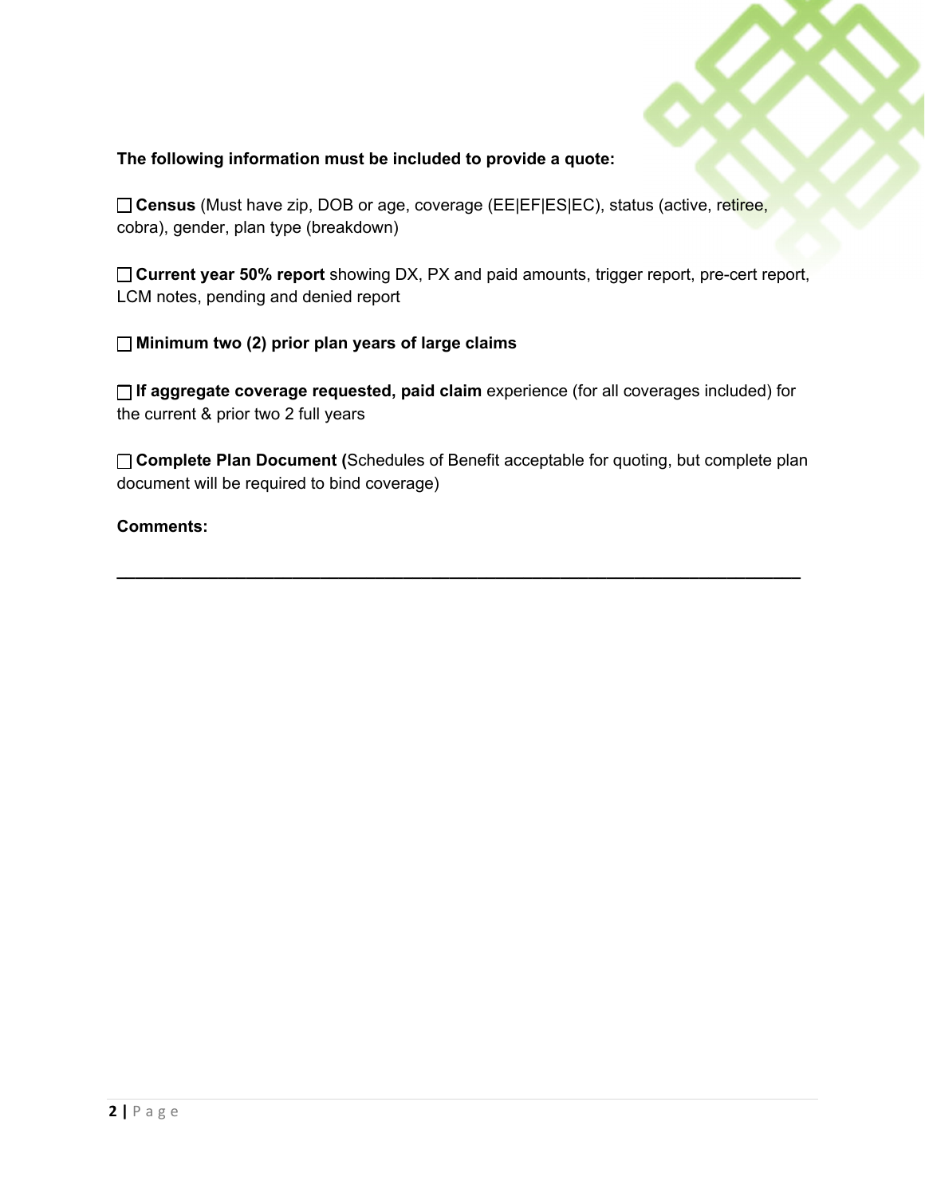**The following information must be included to provide a quote:**

☐ **Census** (Must have zip, DOB or age, coverage (EE|EF|ES|EC), status (active, retiree, cobra), gender, plan type (breakdown)

☐ **Current year 50% report** showing DX, PX and paid amounts, trigger report, pre-cert report, LCM notes, pending and denied report

☐ **Minimum two (2) prior plan years of large claims**

☐ **If aggregate coverage requested, paid claim** experience (for all coverages included) for the current & prior two 2 full years

☐ **Complete Plan Document (**Schedules of Benefit acceptable for quoting, but complete plan document will be required to bind coverage)

**Comments:**

___________________________________________________________________________